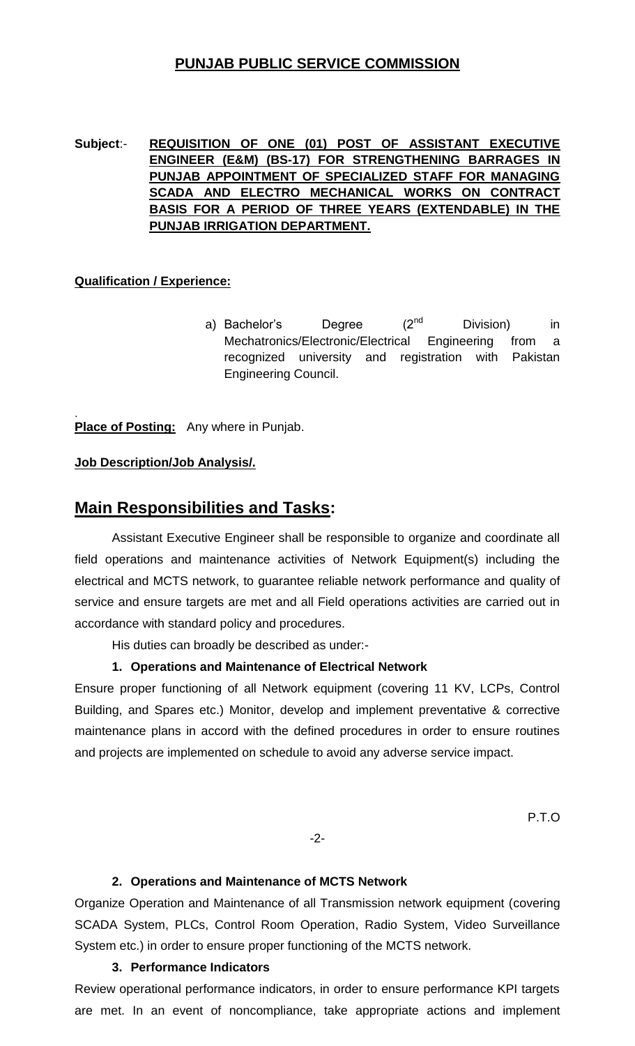## PUNJAB PUBLIC SERVICE COMMISSION

**Subject**:- **REQUISITION OF ONE (01) POST OF ASSISTANT EXECUTIVE ENGINEER (E&M) (BS-17) FOR STRENGTHENING BARRAGES IN PUNJAB APPOINTMENT OF SPECIALIZED STAFF FOR MANAGING SCADA AND ELECTRO MECHANICAL WORKS ON CONTRACT BASIS FOR A PERIOD OF THREE YEARS (EXTENDABLE) IN THE PUNJAB IRRIGATION DEPARTMENT.**

**Qualification / Experience:**

a) Bachelor's Degree (2nd Division) in Mechatronics/Electronic/Electrical Engineering from a recognized university and registration with Pakistan Engineering Council.

**Place of Posting:** Any where in Punjab.

**Job Description/Job Analysis/.**

# Main Responsibilities and Tasks:

Assistant Executive Engineer shall be responsible to organize and coordinate all field operations and maintenance activities of Network Equipment(s) including the electrical and MCTS network, to guarantee reliable network performance and quality of service and ensure targets are met and all Field operations activities are carried out in accordance with standard policy and procedures.

His duties can broadly be described as under:-

**1. Operations and Maintenance of Electrical Network**

Ensure proper functioning of all Network equipment (covering 11 KV, LCPs, Control Building, and Spares etc.) Monitor, develop and implement preventative & corrective maintenance plans in accord with the defined procedures in order to ensure routines and projects are implemented on schedule to avoid any adverse service impact.

P.T.O

**2. Operations and Maintenance of MCTS Network**

Organize Operation and Maintenance of all Transmission network equipment (covering SCADA System, PLCs, Control Room Operation, Radio System, Video Surveillance System etc.) in order to ensure proper functioning of the MCTS network.

**3. Performance Indicators**

Review operational performance indicators, in order to ensure performance KPI targets are met. In an event of noncompliance, take appropriate actions and implement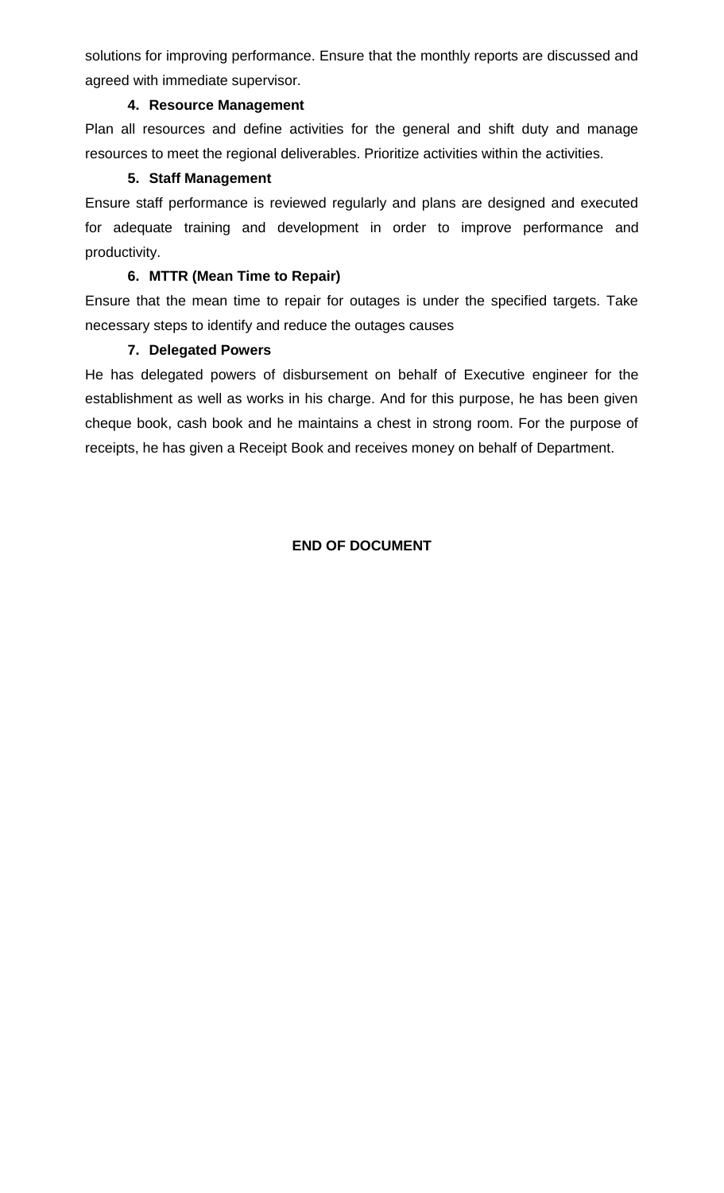solutions for improving performance. Ensure that the monthly reports are discussed and agreed with immediate supervisor.

**4. Resource Management**

Plan all resources and define activities for the general and shift duty and manage resources to meet the regional deliverables. Prioritize activities within the activities.

**5. Staff Management**

Ensure staff performance is reviewed regularly and plans are designed and executed for adequate training and development in order to improve performance and productivity.

**6. MTTR (Mean Time to Repair)**

Ensure that the mean time to repair for outages is under the specified targets. Take necessary steps to identify and reduce the outages causes

**7. Delegated Powers**

He has delegated powers of disbursement on behalf of Executive engineer for the establishment as well as works in his charge. And for this purpose, he has been given cheque book, cash book and he maintains a chest in strong room. For the purpose of receipts, he has given a Receipt Book and receives money on behalf of Department.

**END OF DOCUMENT**